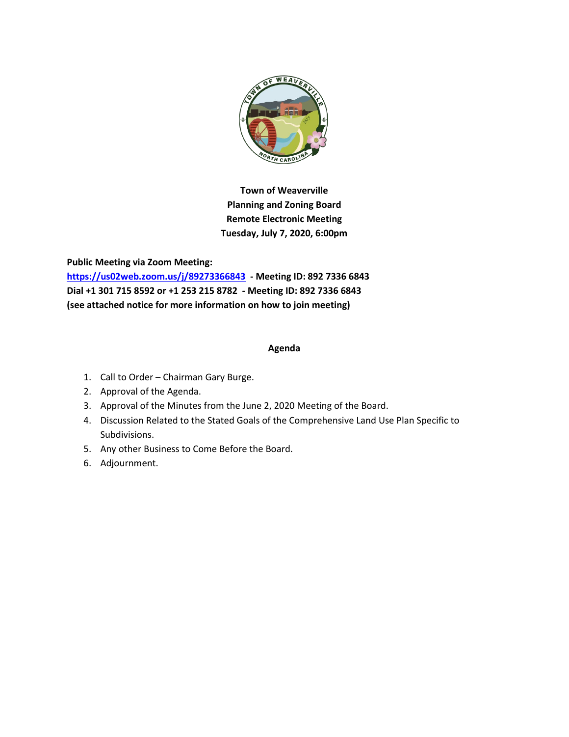**Town of Weaverville**
**Planning and Zoning Board**
**Remote Electronic Meeting**
**Tuesday, July 7, 2020, 6:00pm**

**Public Meeting via Zoom Meeting:**
**https://us02web.zoom.us/j/89273366843 - Meeting ID: 892 7336 6843**
**Dial +1 301 715 8592 or +1 253 215 8782 - Meeting ID: 892 7336 6843**
**(see attached notice for more information on how to join meeting)**

## Agenda

1. Call to Order – Chairman Gary Burge.
2. Approval of the Agenda.
3. Approval of the Minutes from the June 2, 2020 Meeting of the Board.
4. Discussion Related to the Stated Goals of the Comprehensive Land Use Plan Specific to Subdivisions.
5. Any other Business to Come Before the Board.
6. Adjournment.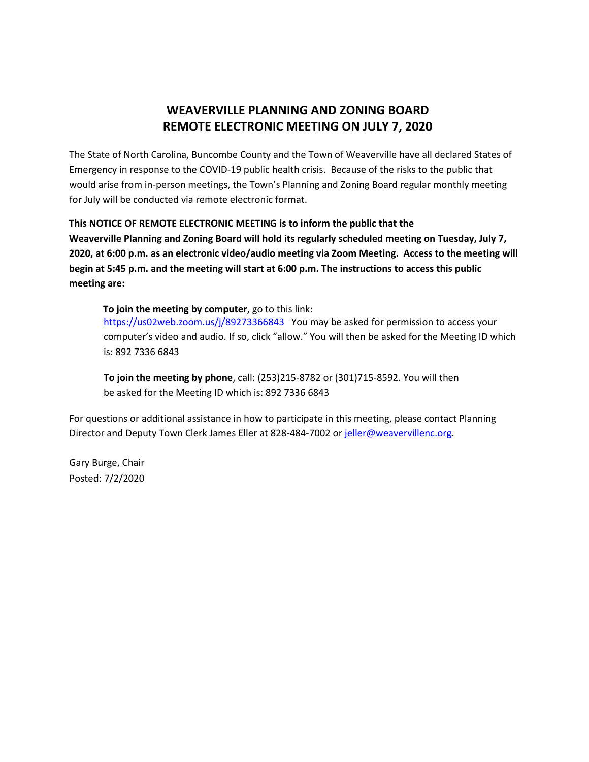# WEAVERVILLE PLANNING AND ZONING BOARD
# REMOTE ELECTRONIC MEETING ON JULY 7, 2020

The State of North Carolina, Buncombe County and the Town of Weaverville have all declared States of Emergency in response to the COVID-19 public health crisis. Because of the risks to the public that would arise from in-person meetings, the Town's Planning and Zoning Board regular monthly meeting for July will be conducted via remote electronic format.

**This NOTICE OF REMOTE ELECTRONIC MEETING is to inform the public that the Weaverville Planning and Zoning Board will hold its regularly scheduled meeting on Tuesday, July 7, 2020, at 6:00 p.m. as an electronic video/audio meeting via Zoom Meeting. Access to the meeting will begin at 5:45 p.m. and the meeting will start at 6:00 p.m. The instructions to access this public meeting are:**

> **To join the meeting by computer**, go to this link: https://us02web.zoom.us/j/89273366843 You may be asked for permission to access your computer's video and audio. If so, click "allow." You will then be asked for the Meeting ID which is: 892 7336 6843
>
> **To join the meeting by phone**, call: (253)215-8782 or (301)715-8592. You will then be asked for the Meeting ID which is: 892 7336 6843

For questions or additional assistance in how to participate in this meeting, please contact Planning Director and Deputy Town Clerk James Eller at 828-484-7002 or jeller@weavervillenc.org.

Gary Burge, Chair
Posted: 7/2/2020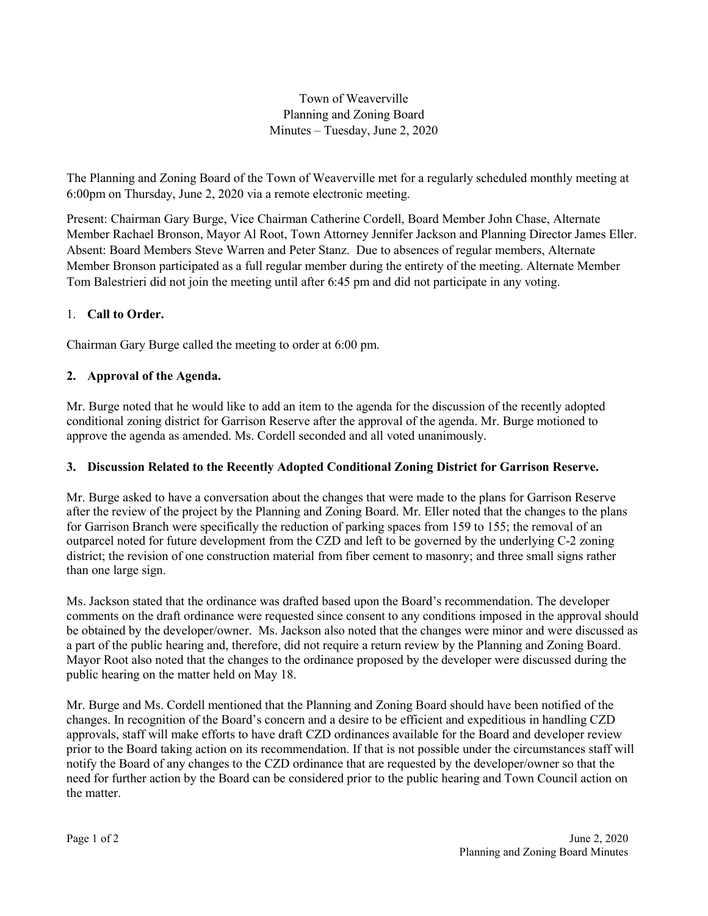Town of Weaverville
Planning and Zoning Board
Minutes – Tuesday, June 2, 2020

The Planning and Zoning Board of the Town of Weaverville met for a regularly scheduled monthly meeting at 6:00pm on Thursday, June 2, 2020 via a remote electronic meeting.

Present: Chairman Gary Burge, Vice Chairman Catherine Cordell, Board Member John Chase, Alternate Member Rachael Bronson, Mayor Al Root, Town Attorney Jennifer Jackson and Planning Director James Eller. Absent: Board Members Steve Warren and Peter Stanz. Due to absences of regular members, Alternate Member Bronson participated as a full regular member during the entirety of the meeting. Alternate Member Tom Balestrieri did not join the meeting until after 6:45 pm and did not participate in any voting.

1. **Call to Order.**

Chairman Gary Burge called the meeting to order at 6:00 pm.

**2. Approval of the Agenda.**

Mr. Burge noted that he would like to add an item to the agenda for the discussion of the recently adopted conditional zoning district for Garrison Reserve after the approval of the agenda. Mr. Burge motioned to approve the agenda as amended. Ms. Cordell seconded and all voted unanimously.

**3. Discussion Related to the Recently Adopted Conditional Zoning District for Garrison Reserve.**

Mr. Burge asked to have a conversation about the changes that were made to the plans for Garrison Reserve after the review of the project by the Planning and Zoning Board. Mr. Eller noted that the changes to the plans for Garrison Branch were specifically the reduction of parking spaces from 159 to 155; the removal of an outparcel noted for future development from the CZD and left to be governed by the underlying C-2 zoning district; the revision of one construction material from fiber cement to masonry; and three small signs rather than one large sign.

Ms. Jackson stated that the ordinance was drafted based upon the Board's recommendation. The developer comments on the draft ordinance were requested since consent to any conditions imposed in the approval should be obtained by the developer/owner. Ms. Jackson also noted that the changes were minor and were discussed as a part of the public hearing and, therefore, did not require a return review by the Planning and Zoning Board. Mayor Root also noted that the changes to the ordinance proposed by the developer were discussed during the public hearing on the matter held on May 18.

Mr. Burge and Ms. Cordell mentioned that the Planning and Zoning Board should have been notified of the changes. In recognition of the Board's concern and a desire to be efficient and expeditious in handling CZD approvals, staff will make efforts to have draft CZD ordinances available for the Board and developer review prior to the Board taking action on its recommendation. If that is not possible under the circumstances staff will notify the Board of any changes to the CZD ordinance that are requested by the developer/owner so that the need for further action by the Board can be considered prior to the public hearing and Town Council action on the matter.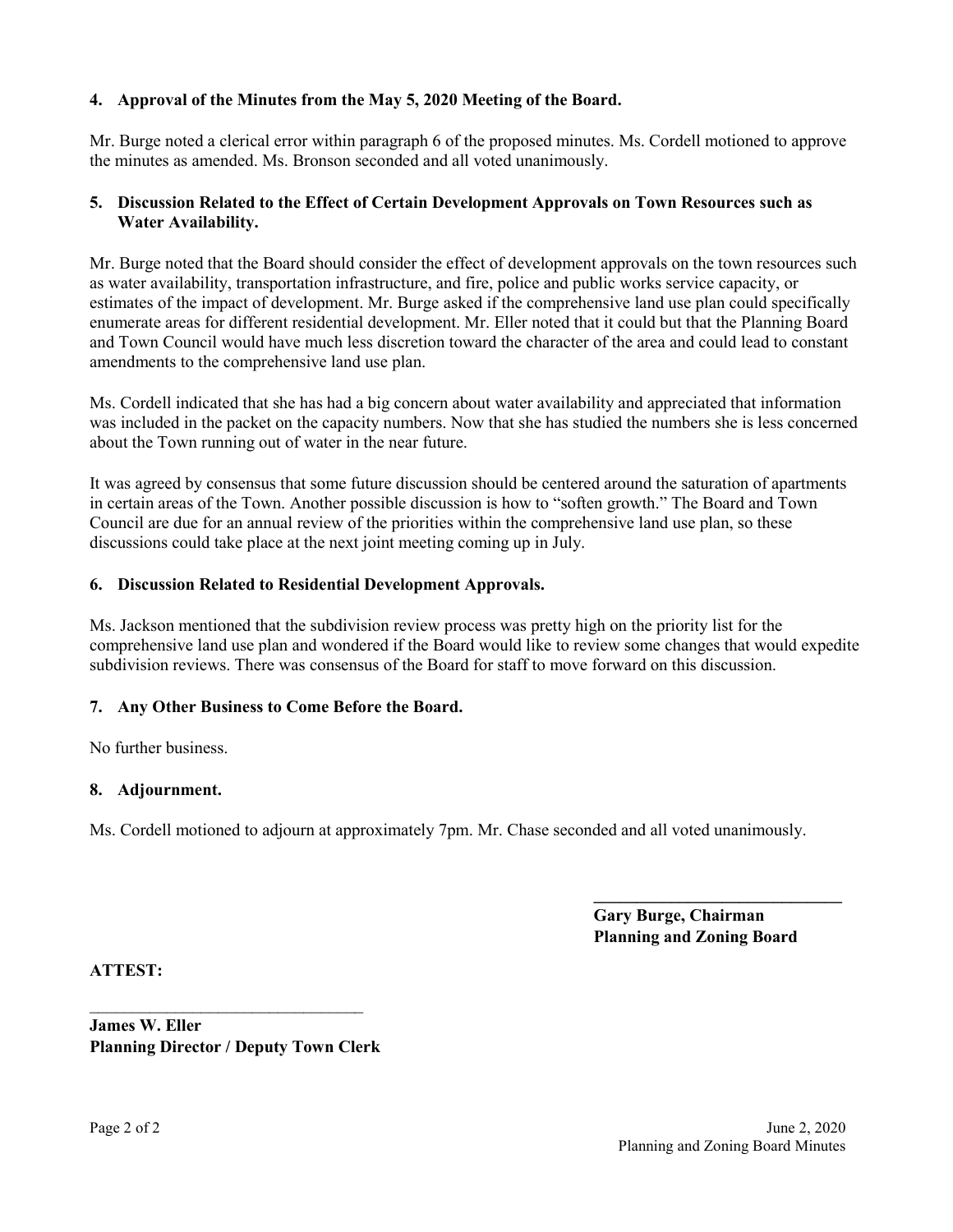**4. Approval of the Minutes from the May 5, 2020 Meeting of the Board.**

Mr. Burge noted a clerical error within paragraph 6 of the proposed minutes. Ms. Cordell motioned to approve the minutes as amended. Ms. Bronson seconded and all voted unanimously.

**5. Discussion Related to the Effect of Certain Development Approvals on Town Resources such as Water Availability.**

Mr. Burge noted that the Board should consider the effect of development approvals on the town resources such as water availability, transportation infrastructure, and fire, police and public works service capacity, or estimates of the impact of development. Mr. Burge asked if the comprehensive land use plan could specifically enumerate areas for different residential development. Mr. Eller noted that it could but that the Planning Board and Town Council would have much less discretion toward the character of the area and could lead to constant amendments to the comprehensive land use plan.

Ms. Cordell indicated that she has had a big concern about water availability and appreciated that information was included in the packet on the capacity numbers. Now that she has studied the numbers she is less concerned about the Town running out of water in the near future.

It was agreed by consensus that some future discussion should be centered around the saturation of apartments in certain areas of the Town. Another possible discussion is how to "soften growth." The Board and Town Council are due for an annual review of the priorities within the comprehensive land use plan, so these discussions could take place at the next joint meeting coming up in July.

**6. Discussion Related to Residential Development Approvals.**

Ms. Jackson mentioned that the subdivision review process was pretty high on the priority list for the comprehensive land use plan and wondered if the Board would like to review some changes that would expedite subdivision reviews. There was consensus of the Board for staff to move forward on this discussion.

**7. Any Other Business to Come Before the Board.**

No further business.

**8. Adjournment.**

Ms. Cordell motioned to adjourn at approximately 7pm. Mr. Chase seconded and all voted unanimously.

\_\_\_\_\_\_\_\_\_\_\_\_\_\_\_\_\_\_\_\_\_\_\_\_\_\_\_\_\_\_

**Gary Burge, Chairman**
**Planning and Zoning Board**

**ATTEST:**

\_\_\_\_\_\_\_\_\_\_\_\_\_\_\_\_\_\_\_\_\_\_\_\_\_\_\_\_\_\_

**James W. Eller**
**Planning Director / Deputy Town Clerk**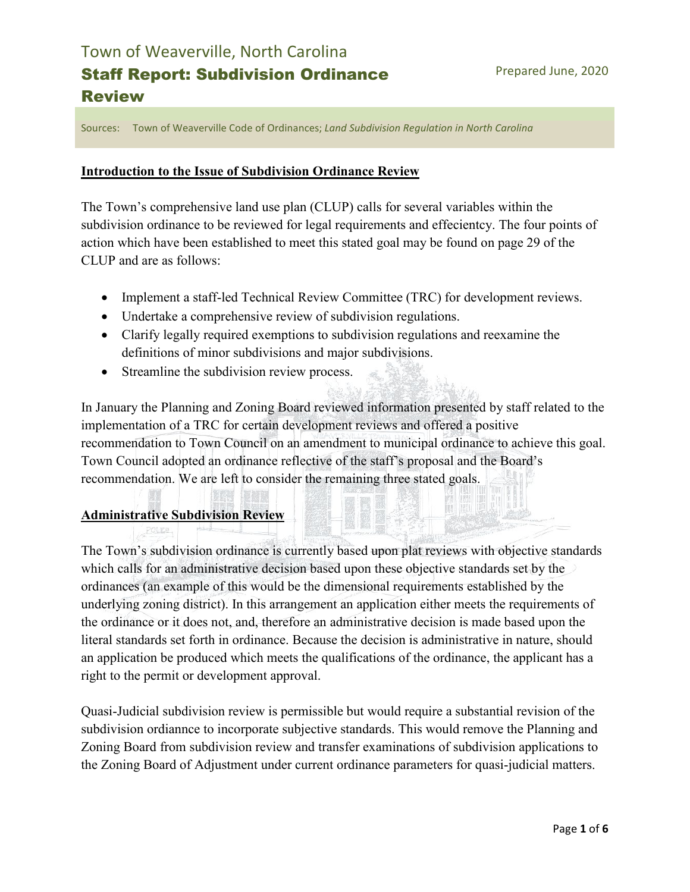# Town of Weaverville, North Carolina

## Staff Report: Subdivision Ordinance Review

Prepared June, 2020

Sources: Town of Weaverville Code of Ordinances; *Land Subdivision Regulation in North Carolina*

**Introduction to the Issue of Subdivision Ordinance Review**

The Town's comprehensive land use plan (CLUP) calls for several variables within the subdivision ordinance to be reviewed for legal requirements and effecientcy. The four points of action which have been established to meet this stated goal may be found on page 29 of the CLUP and are as follows:

- Implement a staff-led Technical Review Committee (TRC) for development reviews.
- Undertake a comprehensive review of subdivision regulations.
- Clarify legally required exemptions to subdivision regulations and reexamine the definitions of minor subdivisions and major subdivisions.
- Streamline the subdivision review process.

In January the Planning and Zoning Board reviewed information presented by staff related to the implementation of a TRC for certain development reviews and offered a positive recommendation to Town Council on an amendment to municipal ordinance to achieve this goal. Town Council adopted an ordinance reflective of the staff's proposal and the Board's recommendation. We are left to consider the remaining three stated goals.

**Administrative Subdivision Review**

The Town's subdivision ordinance is currently based upon plat reviews with objective standards which calls for an administrative decision based upon these objective standards set by the ordinances (an example of this would be the dimensional requirements established by the underlying zoning district). In this arrangement an application either meets the requirements of the ordinance or it does not, and, therefore an administrative decision is made based upon the literal standards set forth in ordinance. Because the decision is administrative in nature, should an application be produced which meets the qualifications of the ordinance, the applicant has a right to the permit or development approval.

Quasi-Judicial subdivision review is permissible but would require a substantial revision of the subdivision ordiannce to incorporate subjective standards. This would remove the Planning and Zoning Board from subdivision review and transfer examinations of subdivision applications to the Zoning Board of Adjustment under current ordinance parameters for quasi-judicial matters.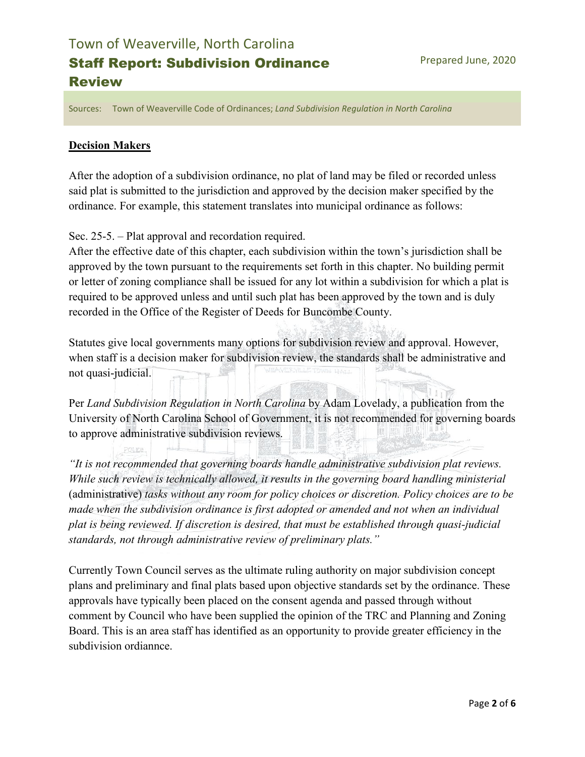## Decision Makers

After the adoption of a subdivision ordinance, no plat of land may be filed or recorded unless said plat is submitted to the jurisdiction and approved by the decision maker specified by the ordinance. For example, this statement translates into municipal ordinance as follows:

Sec. 25-5. – Plat approval and recordation required.
After the effective date of this chapter, each subdivision within the town's jurisdiction shall be approved by the town pursuant to the requirements set forth in this chapter. No building permit or letter of zoning compliance shall be issued for any lot within a subdivision for which a plat is required to be approved unless and until such plat has been approved by the town and is duly recorded in the Office of the Register of Deeds for Buncombe County.

Statutes give local governments many options for subdivision review and approval. However, when staff is a decision maker for subdivision review, the standards shall be administrative and not quasi-judicial.

Per *Land Subdivision Regulation in North Carolina* by Adam Lovelady, a publication from the University of North Carolina School of Government, it is not recommended for governing boards to approve administrative subdivision reviews.

*"It is not recommended that governing boards handle administrative subdivision plat reviews. While such review is technically allowed, it results in the governing board handling ministerial* (administrative) *tasks without any room for policy choices or discretion. Policy choices are to be made when the subdivision ordinance is first adopted or amended and not when an individual plat is being reviewed. If discretion is desired, that must be established through quasi-judicial standards, not through administrative review of preliminary plats."*

Currently Town Council serves as the ultimate ruling authority on major subdivision concept plans and preliminary and final plats based upon objective standards set by the ordinance. These approvals have typically been placed on the consent agenda and passed through without comment by Council who have been supplied the opinion of the TRC and Planning and Zoning Board. This is an area staff has identified as an opportunity to provide greater efficiency in the subdivision ordiannce.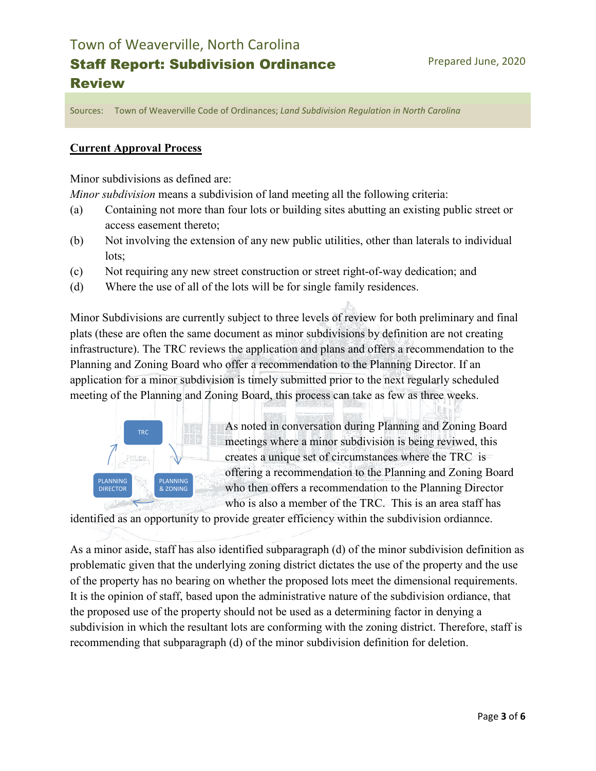# Town of Weaverville, North Carolina

## Staff Report: Subdivision Ordinance Review

Prepared June, 2020

Sources: Town of Weaverville Code of Ordinances; *Land Subdivision Regulation in North Carolina*

**Current Approval Process**

Minor subdivisions as defined are:

*Minor subdivision* means a subdivision of land meeting all the following criteria:

(a) Containing not more than four lots or building sites abutting an existing public street or access easement thereto;

(b) Not involving the extension of any new public utilities, other than laterals to individual lots;

(c) Not requiring any new street construction or street right-of-way dedication; and

(d) Where the use of all of the lots will be for single family residences.

Minor Subdivisions are currently subject to three levels of review for both preliminary and final plats (these are often the same document as minor subdivisions by definition are not creating infrastructure). The TRC reviews the application and plans and offers a recommendation to the Planning and Zoning Board who offer a recommendation to the Planning Director. If an application for a minor subdivision is timely submitted prior to the next regularly scheduled meeting of the Planning and Zoning Board, this process can take as few as three weeks.

TRC → PLANNING & ZONING → PLANNING DIRECTOR → TRC

As noted in conversation during Planning and Zoning Board meetings where a minor subdivision is being reviwed, this creates a unique set of circumstances where the TRC is offering a recommendation to the Planning and Zoning Board who then offers a recommendation to the Planning Director who is also a member of the TRC. This is an area staff has identified as an opportunity to provide greater efficiency within the subdivision ordiannce.

As a minor aside, staff has also identified subparagraph (d) of the minor subdivision definition as problematic given that the underlying zoning district dictates the use of the property and the use of the property has no bearing on whether the proposed lots meet the dimensional requirements. It is the opinion of staff, based upon the administrative nature of the subdivision ordiance, that the proposed use of the property should not be used as a determining factor in denying a subdivision in which the resultant lots are conforming with the zoning district. Therefore, staff is recommending that subparagraph (d) of the minor subdivision definition for deletion.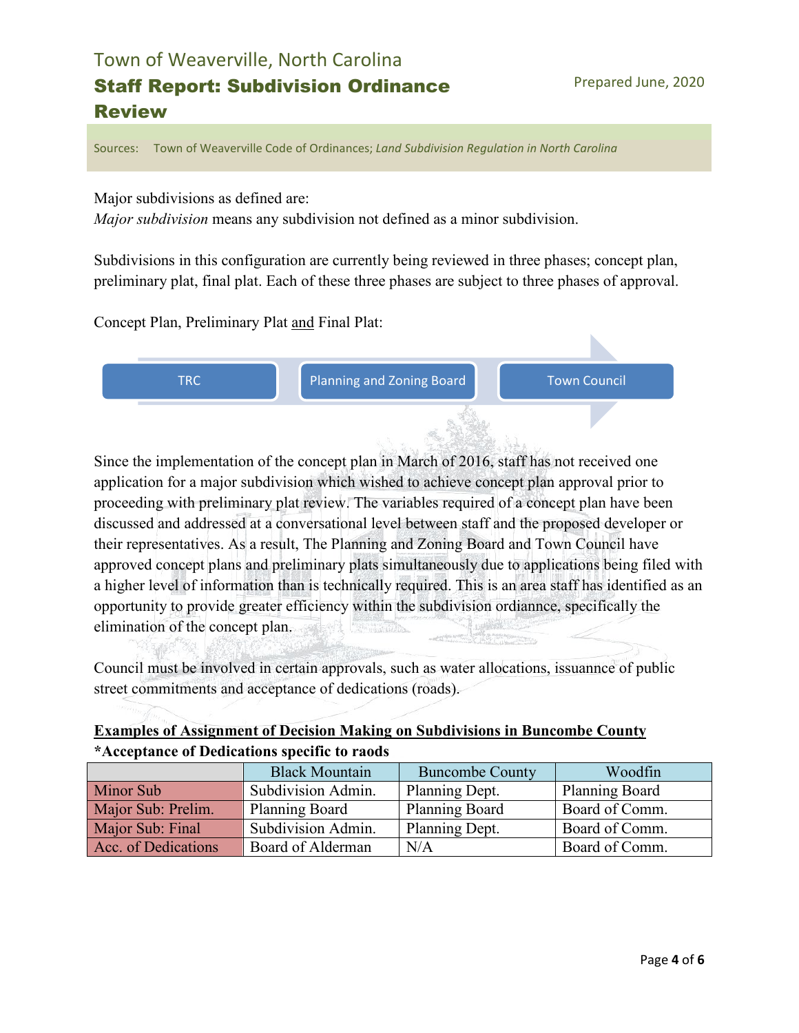Major subdivisions as defined are:
*Major subdivision* means any subdivision not defined as a minor subdivision.

Subdivisions in this configuration are currently being reviewed in three phases; concept plan, preliminary plat, final plat. Each of these three phases are subject to three phases of approval.

Concept Plan, Preliminary Plat and Final Plat:

TRC → Planning and Zoning Board → Town Council

Since the implementation of the concept plan in March of 2016, staff has not received one application for a major subdivision which wished to achieve concept plan approval prior to proceeding with preliminary plat review. The variables required of a concept plan have been discussed and addressed at a conversational level between staff and the proposed developer or their representatives. As a result, The Planning and Zoning Board and Town Council have approved concept plans and preliminary plats simultaneously due to applications being filed with a higher level of information than is technically required. This is an area staff has identified as an opportunity to provide greater efficiency within the subdivision ordiannce, specifically the elimination of the concept plan.

Council must be involved in certain approvals, such as water allocations, issuannce of public street commitments and acceptance of dedications (roads).

**Examples of Assignment of Decision Making on Subdivisions in Buncombe County**
***Acceptance of Dedications specific to raods**

| | Black Mountain | Buncombe County | Woodfin |
|---|---|---|---|
| Minor Sub | Subdivision Admin. | Planning Dept. | Planning Board |
| Major Sub: Prelim. | Planning Board | Planning Board | Board of Comm. |
| Major Sub: Final | Subdivision Admin. | Planning Dept. | Board of Comm. |
| Acc. of Dedications | Board of Alderman | N/A | Board of Comm. |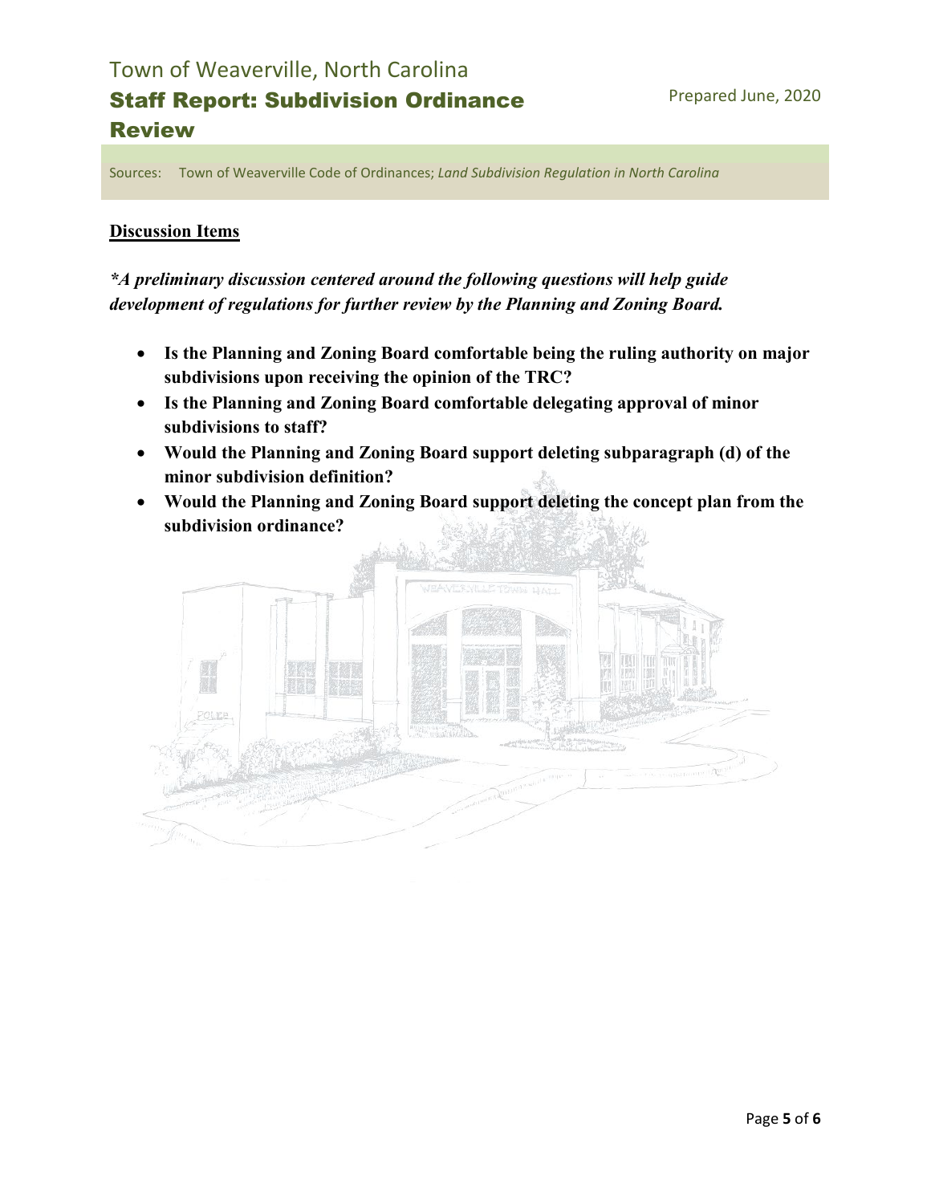## Discussion Items

***A preliminary discussion centered around the following questions will help guide development of regulations for further review by the Planning and Zoning Board.**

- **Is the Planning and Zoning Board comfortable being the ruling authority on major subdivisions upon receiving the opinion of the TRC?**
- **Is the Planning and Zoning Board comfortable delegating approval of minor subdivisions to staff?**
- **Would the Planning and Zoning Board support deleting subparagraph (d) of the minor subdivision definition?**
- **Would the Planning and Zoning Board support deleting the concept plan from the subdivision ordinance?**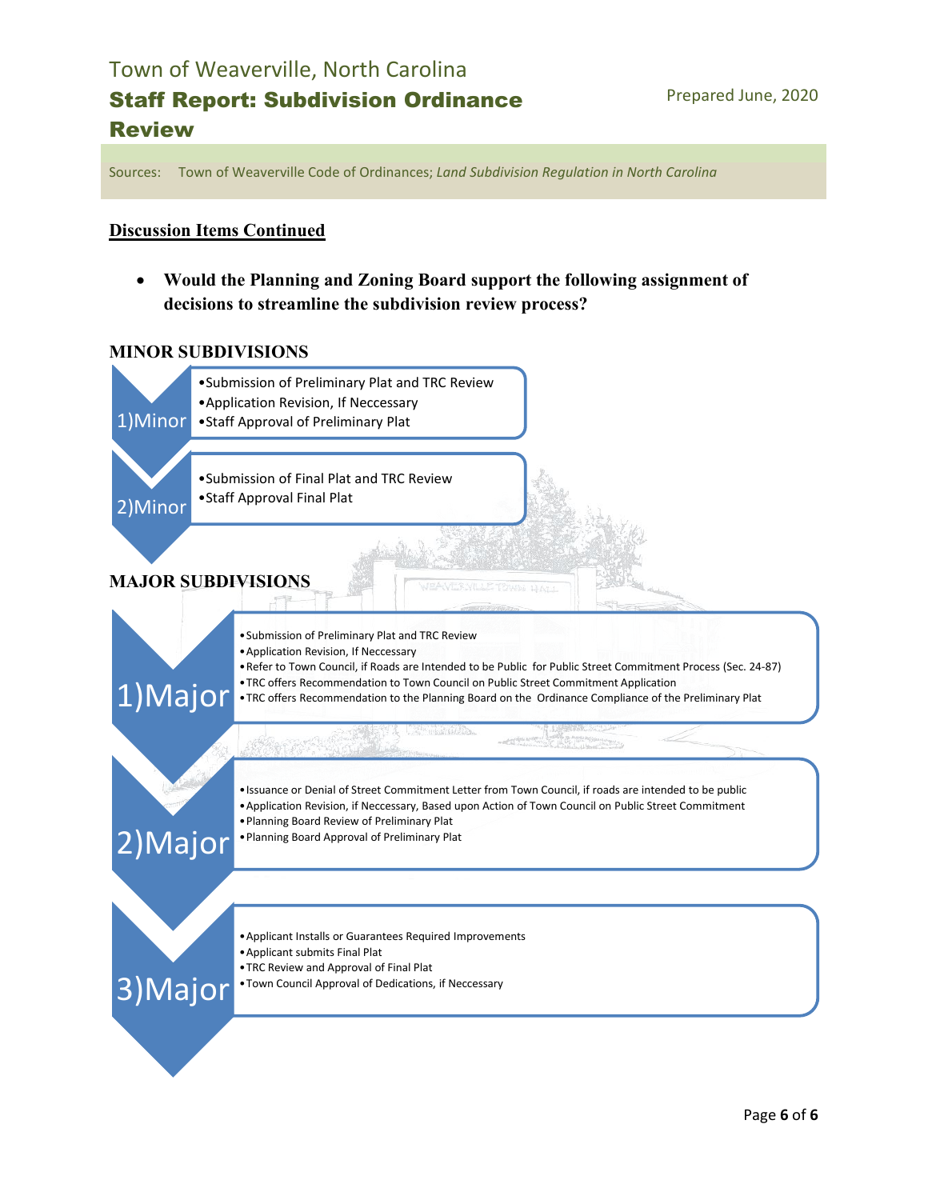# Town of Weaverville, North Carolina

## Staff Report: Subdivision Ordinance Review

Prepared June, 2020

Sources: Town of Weaverville Code of Ordinances; *Land Subdivision Regulation in North Carolina*

**Discussion Items Continued**

- **Would the Planning and Zoning Board support the following assignment of decisions to streamline the subdivision review process?**

### MINOR SUBDIVISIONS

**1)Minor**

- Submission of Preliminary Plat and TRC Review
- Application Revision, If Neccessary
- Staff Approval of Preliminary Plat

**2)Minor**

- Submission of Final Plat and TRC Review
- Staff Approval Final Plat

### MAJOR SUBDIVISIONS

**1)Major**

- Submission of Preliminary Plat and TRC Review
- Application Revision, If Neccessary
- Refer to Town Council, if Roads are Intended to be Public for Public Street Commitment Process (Sec. 24-87)
- TRC offers Recommendation to Town Council on Public Street Commitment Application
- TRC offers Recommendation to the Planning Board on the Ordinance Compliance of the Preliminary Plat

**2)Major**

- Issuance or Denial of Street Commitment Letter from Town Council, if roads are intended to be public
- Application Revision, if Neccessary, Based upon Action of Town Council on Public Street Commitment
- Planning Board Review of Preliminary Plat
- Planning Board Approval of Preliminary Plat

**3)Major**

- Applicant Installs or Guarantees Required Improvements
- Applicant submits Final Plat
- TRC Review and Approval of Final Plat
- Town Council Approval of Dedications, if Neccessary